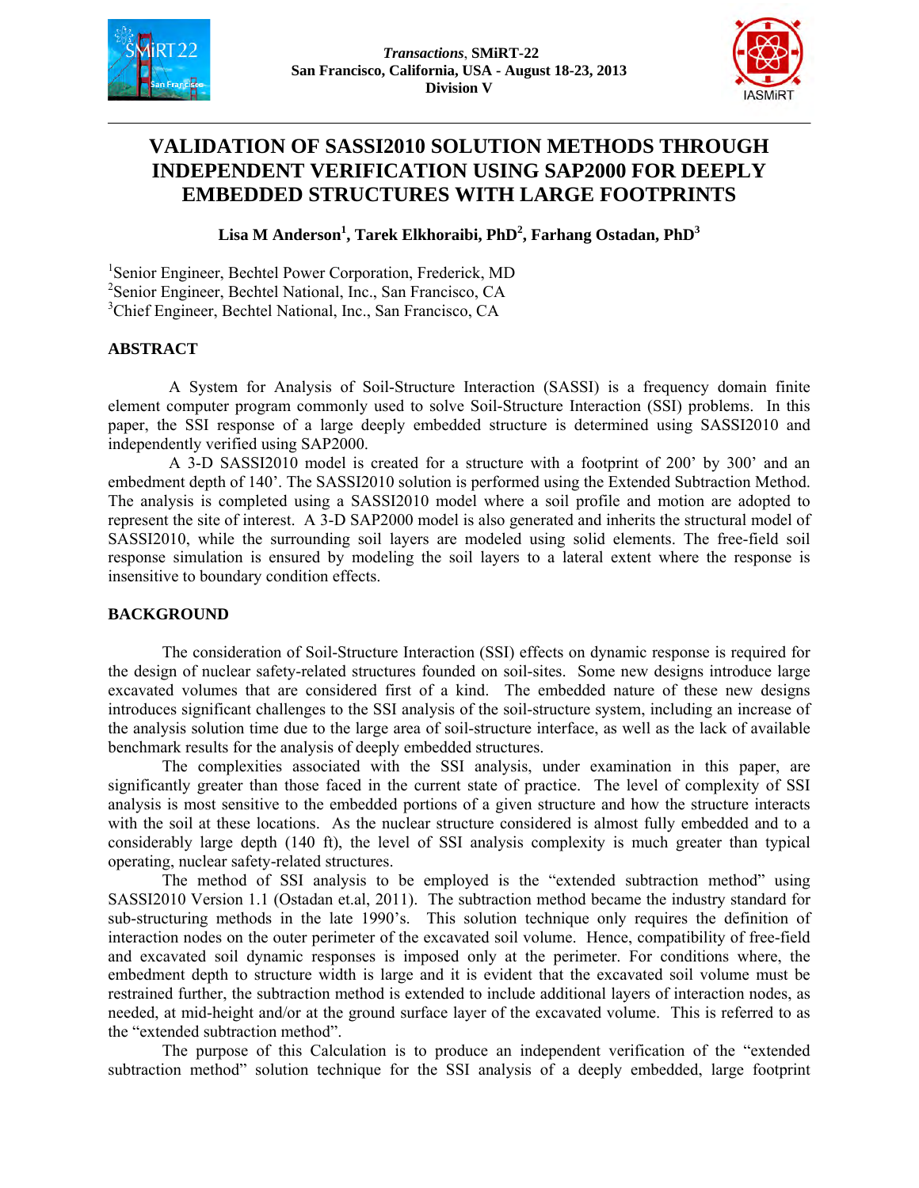# VALIDATION OF SASSI2010 SOLUTION METHODS THROUGH INDEPENDENT VERIFICATION USING SAP2000 FOR DEEPLY EMBEDDED STRUCTURES WITH LARGE FOOTPRINTS

**Lisa M Anderson[1], Tarek Elkhoraibi, PhD[2], Farhang Ostadan, PhD[3]**

[1]Senior Engineer, Bechtel Power Corporation, Frederick, MD
[2]Senior Engineer, Bechtel National, Inc., San Francisco, CA
[3]Chief Engineer, Bechtel National, Inc., San Francisco, CA

## ABSTRACT

A System for Analysis of Soil-Structure Interaction (SASSI) is a frequency domain finite element computer program commonly used to solve Soil-Structure Interaction (SSI) problems. In this paper, the SSI response of a large deeply embedded structure is determined using SASSI2010 and independently verified using SAP2000.

A 3-D SASSI2010 model is created for a structure with a footprint of 200' by 300' and an embedment depth of 140'. The SASSI2010 solution is performed using the Extended Subtraction Method. The analysis is completed using a SASSI2010 model where a soil profile and motion are adopted to represent the site of interest. A 3-D SAP2000 model is also generated and inherits the structural model of SASSI2010, while the surrounding soil layers are modeled using solid elements. The free-field soil response simulation is ensured by modeling the soil layers to a lateral extent where the response is insensitive to boundary condition effects.

## BACKGROUND

The consideration of Soil-Structure Interaction (SSI) effects on dynamic response is required for the design of nuclear safety-related structures founded on soil-sites. Some new designs introduce large excavated volumes that are considered first of a kind. The embedded nature of these new designs introduces significant challenges to the SSI analysis of the soil-structure system, including an increase of the analysis solution time due to the large area of soil-structure interface, as well as the lack of available benchmark results for the analysis of deeply embedded structures.

The complexities associated with the SSI analysis, under examination in this paper, are significantly greater than those faced in the current state of practice. The level of complexity of SSI analysis is most sensitive to the embedded portions of a given structure and how the structure interacts with the soil at these locations. As the nuclear structure considered is almost fully embedded and to a considerably large depth (140 ft), the level of SSI analysis complexity is much greater than typical operating, nuclear safety-related structures.

The method of SSI analysis to be employed is the "extended subtraction method" using SASSI2010 Version 1.1 (Ostadan et.al, 2011). The subtraction method became the industry standard for sub-structuring methods in the late 1990's. This solution technique only requires the definition of interaction nodes on the outer perimeter of the excavated soil volume. Hence, compatibility of free-field and excavated soil dynamic responses is imposed only at the perimeter. For conditions where, the embedment depth to structure width is large and it is evident that the excavated soil volume must be restrained further, the subtraction method is extended to include additional layers of interaction nodes, as needed, at mid-height and/or at the ground surface layer of the excavated volume. This is referred to as the "extended subtraction method".

The purpose of this Calculation is to produce an independent verification of the "extended subtraction method" solution technique for the SSI analysis of a deeply embedded, large footprint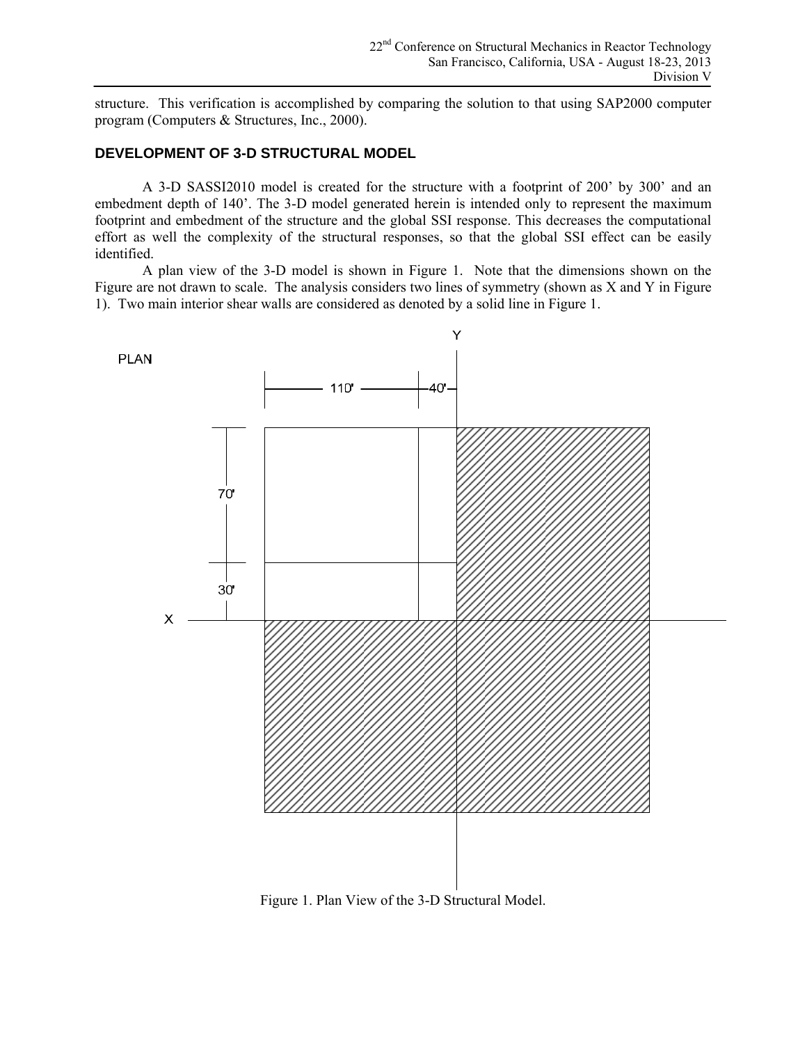structure. This verification is accomplished by comparing the solution to that using SAP2000 computer program (Computers & Structures, Inc., 2000).

## DEVELOPMENT OF 3-D STRUCTURAL MODEL

A 3-D SASSI2010 model is created for the structure with a footprint of 200' by 300' and an embedment depth of 140'. The 3-D model generated herein is intended only to represent the maximum footprint and embedment of the structure and the global SSI response. This decreases the computational effort as well the complexity of the structural responses, so that the global SSI effect can be easily identified.

A plan view of the 3-D model is shown in Figure 1. Note that the dimensions shown on the Figure are not drawn to scale. The analysis considers two lines of symmetry (shown as X and Y in Figure 1). Two main interior shear walls are considered as denoted by a solid line in Figure 1.

Figure 1. Plan View of the 3-D Structural Model.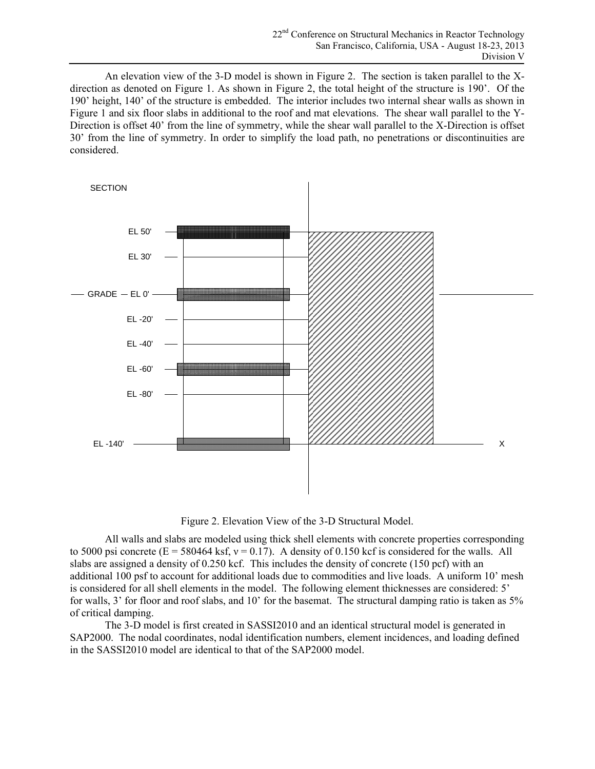An elevation view of the 3-D model is shown in Figure 2. The section is taken parallel to the X-direction as denoted on Figure 1. As shown in Figure 2, the total height of the structure is 190'. Of the 190' height, 140' of the structure is embedded. The interior includes two internal shear walls as shown in Figure 1 and six floor slabs in additional to the roof and mat elevations. The shear wall parallel to the Y-Direction is offset 40' from the line of symmetry, while the shear wall parallel to the X-Direction is offset 30' from the line of symmetry. In order to simplify the load path, no penetrations or discontinuities are considered.

SECTION

EL 50'

EL 30'

GRADE — EL 0'

EL -20'

EL -40'

EL -60'

EL -80'

EL -140'

X

Figure 2. Elevation View of the 3-D Structural Model.

All walls and slabs are modeled using thick shell elements with concrete properties corresponding to 5000 psi concrete (E = 580464 ksf, ν = 0.17). A density of 0.150 kcf is considered for the walls. All slabs are assigned a density of 0.250 kcf. This includes the density of concrete (150 pcf) with an additional 100 psf to account for additional loads due to commodities and live loads. A uniform 10' mesh is considered for all shell elements in the model. The following element thicknesses are considered: 5' for walls, 3' for floor and roof slabs, and 10' for the basemat. The structural damping ratio is taken as 5% of critical damping.

The 3-D model is first created in SASSI2010 and an identical structural model is generated in SAP2000. The nodal coordinates, nodal identification numbers, element incidences, and loading defined in the SASSI2010 model are identical to that of the SAP2000 model.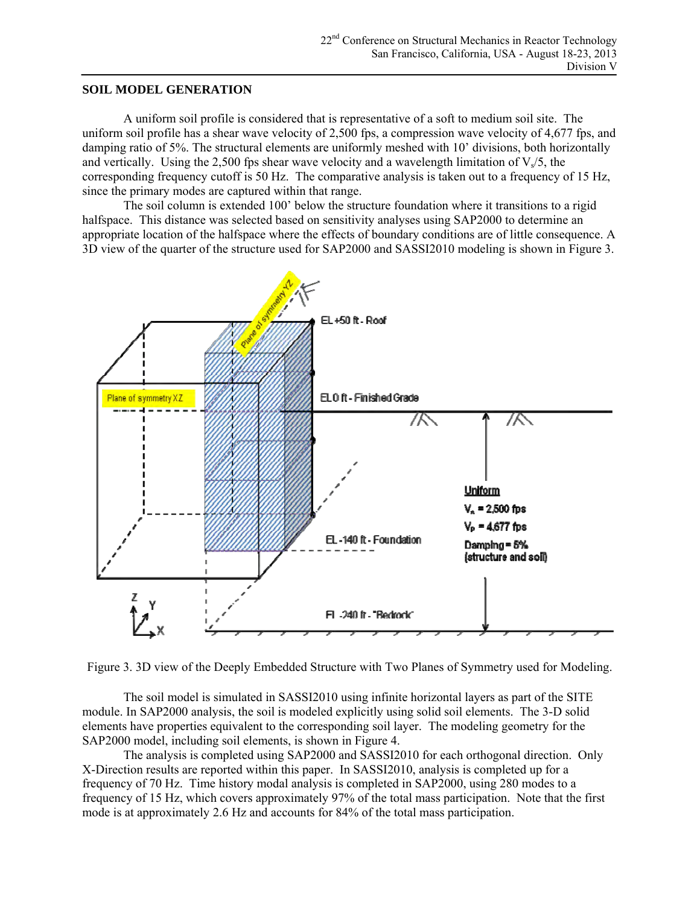## SOIL MODEL GENERATION

A uniform soil profile is considered that is representative of a soft to medium soil site. The uniform soil profile has a shear wave velocity of 2,500 fps, a compression wave velocity of 4,677 fps, and damping ratio of 5%. The structural elements are uniformly meshed with 10' divisions, both horizontally and vertically. Using the 2,500 fps shear wave velocity and a wavelength limitation of $V_s/5$, the corresponding frequency cutoff is 50 Hz. The comparative analysis is taken out to a frequency of 15 Hz, since the primary modes are captured within that range.

The soil column is extended 100' below the structure foundation where it transitions to a rigid halfspace. This distance was selected based on sensitivity analyses using SAP2000 to determine an appropriate location of the halfspace where the effects of boundary conditions are of little consequence. A 3D view of the quarter of the structure used for SAP2000 and SASSI2010 modeling is shown in Figure 3.

Figure 3. 3D view of the Deeply Embedded Structure with Two Planes of Symmetry used for Modeling.

The soil model is simulated in SASSI2010 using infinite horizontal layers as part of the SITE module. In SAP2000 analysis, the soil is modeled explicitly using solid soil elements. The 3-D solid elements have properties equivalent to the corresponding soil layer. The modeling geometry for the SAP2000 model, including soil elements, is shown in Figure 4.

The analysis is completed using SAP2000 and SASSI2010 for each orthogonal direction. Only X-Direction results are reported within this paper. In SASSI2010, analysis is completed up for a frequency of 70 Hz. Time history modal analysis is completed in SAP2000, using 280 modes to a frequency of 15 Hz, which covers approximately 97% of the total mass participation. Note that the first mode is at approximately 2.6 Hz and accounts for 84% of the total mass participation.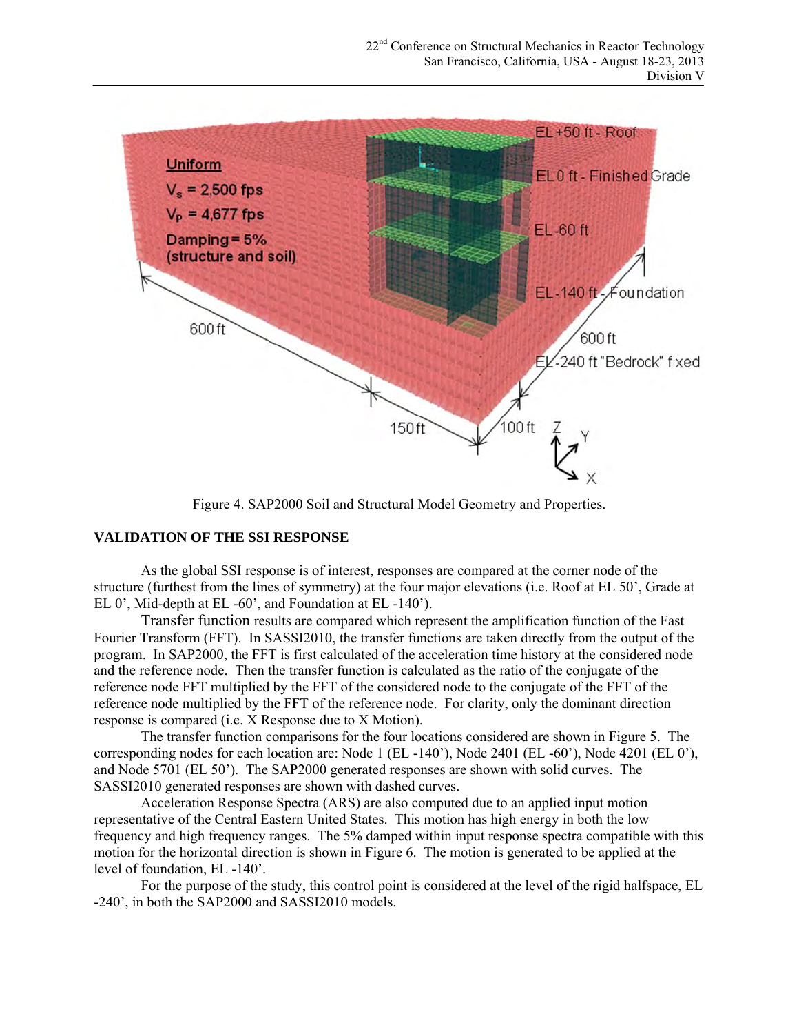Figure 4. SAP2000 Soil and Structural Model Geometry and Properties.

### VALIDATION OF THE SSI RESPONSE

As the global SSI response is of interest, responses are compared at the corner node of the structure (furthest from the lines of symmetry) at the four major elevations (i.e. Roof at EL 50', Grade at EL 0', Mid-depth at EL -60', and Foundation at EL -140').

Transfer function results are compared which represent the amplification function of the Fast Fourier Transform (FFT). In SASSI2010, the transfer functions are taken directly from the output of the program. In SAP2000, the FFT is first calculated of the acceleration time history at the considered node and the reference node. Then the transfer function is calculated as the ratio of the conjugate of the reference node FFT multiplied by the FFT of the considered node to the conjugate of the FFT of the reference node multiplied by the FFT of the reference node. For clarity, only the dominant direction response is compared (i.e. X Response due to X Motion).

The transfer function comparisons for the four locations considered are shown in Figure 5. The corresponding nodes for each location are: Node 1 (EL -140'), Node 2401 (EL -60'), Node 4201 (EL 0'), and Node 5701 (EL 50'). The SAP2000 generated responses are shown with solid curves. The SASSI2010 generated responses are shown with dashed curves.

Acceleration Response Spectra (ARS) are also computed due to an applied input motion representative of the Central Eastern United States. This motion has high energy in both the low frequency and high frequency ranges. The 5% damped within input response spectra compatible with this motion for the horizontal direction is shown in Figure 6. The motion is generated to be applied at the level of foundation, EL -140'.

For the purpose of the study, this control point is considered at the level of the rigid halfspace, EL -240', in both the SAP2000 and SASSI2010 models.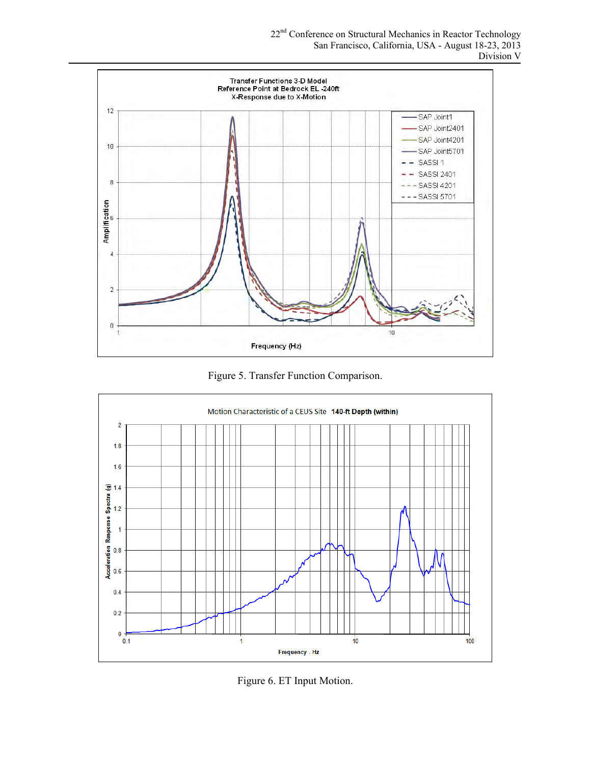Figure 5. Transfer Function Comparison.

Figure 6. ET Input Motion.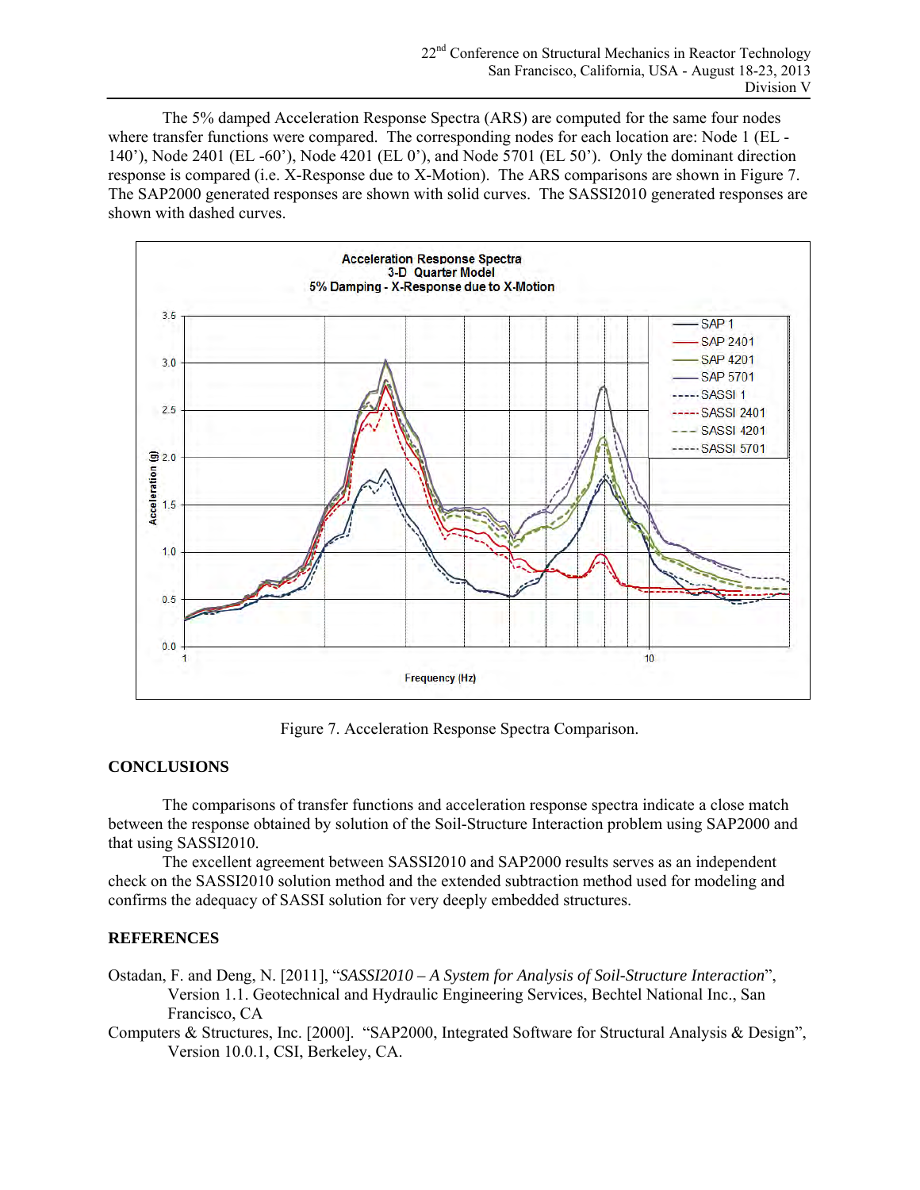The 5% damped Acceleration Response Spectra (ARS) are computed for the same four nodes where transfer functions were compared. The corresponding nodes for each location are: Node 1 (EL -140'), Node 2401 (EL -60'), Node 4201 (EL 0'), and Node 5701 (EL 50'). Only the dominant direction response is compared (i.e. X-Response due to X-Motion). The ARS comparisons are shown in Figure 7. The SAP2000 generated responses are shown with solid curves. The SASSI2010 generated responses are shown with dashed curves.

Acceleration Response Spectra
3-D Quarter Model
5% Damping - X-Response due to X-Motion

Acceleration (g)

3.5
3.0
2.5
2.0
1.5
1.0
0.5
0.0

1
10

Frequency (Hz)

SAP 1
SAP 2401
SAP 4201
SAP 5701
SASSI 1
SASSI 2401
SASSI 4201
SASSI 5701

Figure 7. Acceleration Response Spectra Comparison.

## CONCLUSIONS

The comparisons of transfer functions and acceleration response spectra indicate a close match between the response obtained by solution of the Soil-Structure Interaction problem using SAP2000 and that using SASSI2010.

The excellent agreement between SASSI2010 and SAP2000 results serves as an independent check on the SASSI2010 solution method and the extended subtraction method used for modeling and confirms the adequacy of SASSI solution for very deeply embedded structures.

## REFERENCES

Ostadan, F. and Deng, N. [2011], "*SASSI2010 – A System for Analysis of Soil-Structure Interaction*", Version 1.1. Geotechnical and Hydraulic Engineering Services, Bechtel National Inc., San Francisco, CA

Computers & Structures, Inc. [2000]. "SAP2000, Integrated Software for Structural Analysis & Design", Version 10.0.1, CSI, Berkeley, CA.